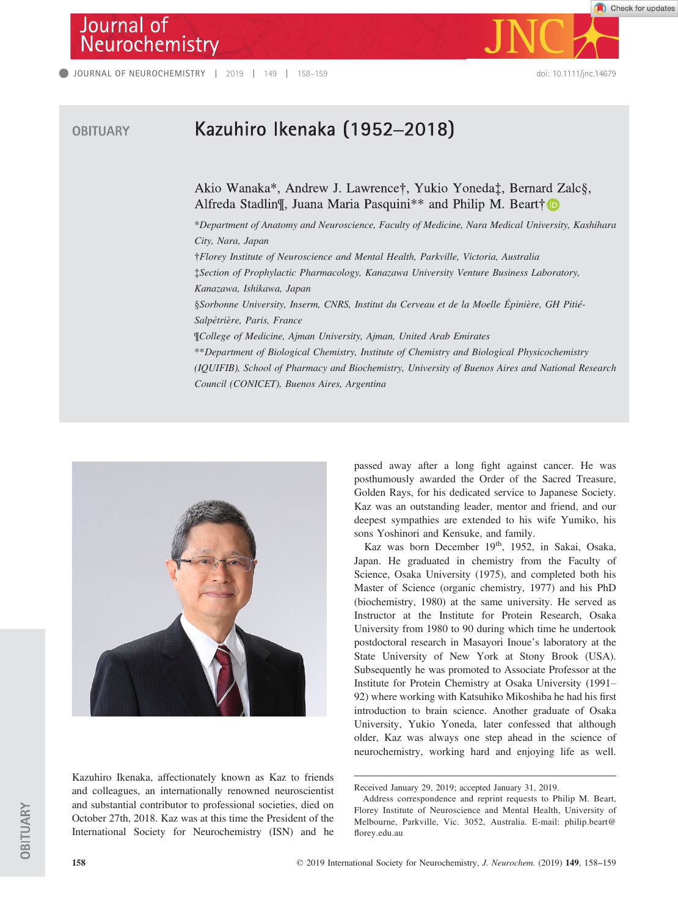OBITUARY

# Kazuhiro Ikenaka (1952–2018)

Akio Wanaka*, Andrew J. Lawrence†, Yukio Yoneda‡, Bernard Zalc§, Alfreda Stadlin¶, Juana Maria Pasquini** and Philip M. Beart†

*\*Department of Anatomy and Neuroscience, Faculty of Medicine, Nara Medical University, Kashihara City, Nara, Japan*

*†Florey Institute of Neuroscience and Mental Health, Parkville, Victoria, Australia*

*‡Section of Prophylactic Pharmacology, Kanazawa University Venture Business Laboratory, Kanazawa, Ishikawa, Japan*

*§Sorbonne University, Inserm, CNRS, Institut du Cerveau et de la Moelle Épinière, GH Pitié-Salpêtrière, Paris, France*

*¶College of Medicine, Ajman University, Ajman, United Arab Emirates*

*\*\*Department of Biological Chemistry, Institute of Chemistry and Biological Physicochemistry (IQUIFIB), School of Pharmacy and Biochemistry, University of Buenos Aires and National Research Council (CONICET), Buenos Aires, Argentina*

Kazuhiro Ikenaka, affectionately known as Kaz to friends and colleagues, an internationally renowned neuroscientist and substantial contributor to professional societies, died on October 27th, 2018. Kaz was at this time the President of the International Society for Neurochemistry (ISN) and he passed away after a long fight against cancer. He was posthumously awarded the Order of the Sacred Treasure, Golden Rays, for his dedicated service to Japanese Society. Kaz was an outstanding leader, mentor and friend, and our deepest sympathies are extended to his wife Yumiko, his sons Yoshinori and Kensuke, and family.

Kaz was born December 19th, 1952, in Sakai, Osaka, Japan. He graduated in chemistry from the Faculty of Science, Osaka University (1975), and completed both his Master of Science (organic chemistry, 1977) and his PhD (biochemistry, 1980) at the same university. He served as Instructor at the Institute for Protein Research, Osaka University from 1980 to 90 during which time he undertook postdoctoral research in Masayori Inoue's laboratory at the State University of New York at Stony Brook (USA). Subsequently he was promoted to Associate Professor at the Institute for Protein Chemistry at Osaka University (1991–92) where working with Katsuhiko Mikoshiba he had his first introduction to brain science. Another graduate of Osaka University, Yukio Yoneda, later confessed that although older, Kaz was always one step ahead in the science of neurochemistry, working hard and enjoying life as well.

Received January 29, 2019; accepted January 31, 2019.

Address correspondence and reprint requests to Philip M. Beart, Florey Institute of Neuroscience and Mental Health, University of Melbourne, Parkville, Vic. 3052, Australia. E-mail: philip.beart@florey.edu.au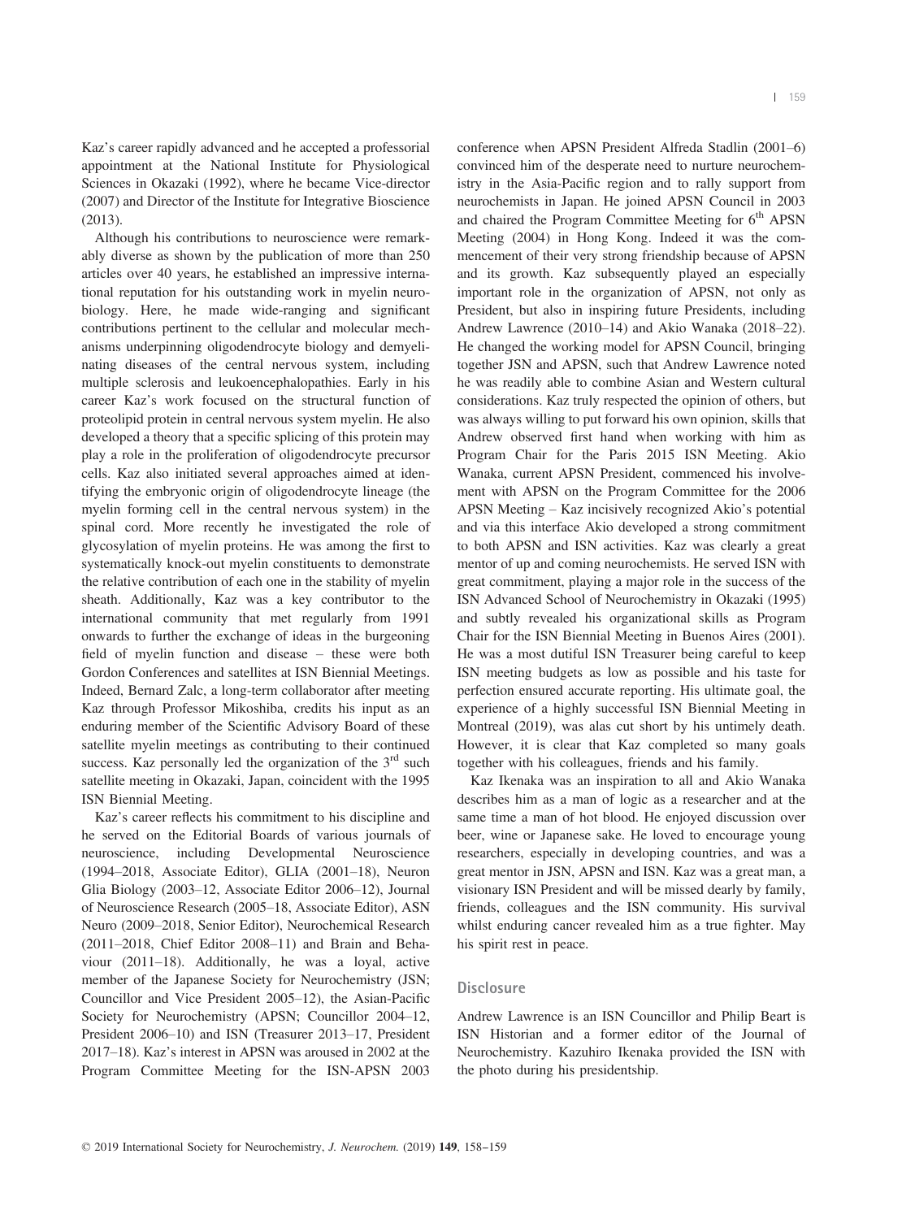Kaz's career rapidly advanced and he accepted a professorial appointment at the National Institute for Physiological Sciences in Okazaki (1992), where he became Vice-director (2007) and Director of the Institute for Integrative Bioscience (2013).

Although his contributions to neuroscience were remarkably diverse as shown by the publication of more than 250 articles over 40 years, he established an impressive international reputation for his outstanding work in myelin neurobiology. Here, he made wide-ranging and significant contributions pertinent to the cellular and molecular mechanisms underpinning oligodendrocyte biology and demyelinating diseases of the central nervous system, including multiple sclerosis and leukoencephalopathies. Early in his career Kaz's work focused on the structural function of proteolipid protein in central nervous system myelin. He also developed a theory that a specific splicing of this protein may play a role in the proliferation of oligodendrocyte precursor cells. Kaz also initiated several approaches aimed at identifying the embryonic origin of oligodendrocyte lineage (the myelin forming cell in the central nervous system) in the spinal cord. More recently he investigated the role of glycosylation of myelin proteins. He was among the first to systematically knock-out myelin constituents to demonstrate the relative contribution of each one in the stability of myelin sheath. Additionally, Kaz was a key contributor to the international community that met regularly from 1991 onwards to further the exchange of ideas in the burgeoning field of myelin function and disease – these were both Gordon Conferences and satellites at ISN Biennial Meetings. Indeed, Bernard Zalc, a long-term collaborator after meeting Kaz through Professor Mikoshiba, credits his input as an enduring member of the Scientific Advisory Board of these satellite myelin meetings as contributing to their continued success. Kaz personally led the organization of the 3rd such satellite meeting in Okazaki, Japan, coincident with the 1995 ISN Biennial Meeting.

Kaz's career reflects his commitment to his discipline and he served on the Editorial Boards of various journals of neuroscience, including Developmental Neuroscience (1994–2018, Associate Editor), GLIA (2001–18), Neuron Glia Biology (2003–12, Associate Editor 2006–12), Journal of Neuroscience Research (2005–18, Associate Editor), ASN Neuro (2009–2018, Senior Editor), Neurochemical Research (2011–2018, Chief Editor 2008–11) and Brain and Behaviour (2011–18). Additionally, he was a loyal, active member of the Japanese Society for Neurochemistry (JSN; Councillor and Vice President 2005–12), the Asian-Pacific Society for Neurochemistry (APSN; Councillor 2004–12, President 2006–10) and ISN (Treasurer 2013–17, President 2017–18). Kaz's interest in APSN was aroused in 2002 at the Program Committee Meeting for the ISN-APSN 2003 conference when APSN President Alfreda Stadlin (2001–6) convinced him of the desperate need to nurture neurochemistry in the Asia-Pacific region and to rally support from neurochemists in Japan. He joined APSN Council in 2003 and chaired the Program Committee Meeting for 6th APSN Meeting (2004) in Hong Kong. Indeed it was the commencement of their very strong friendship because of APSN and its growth. Kaz subsequently played an especially important role in the organization of APSN, not only as President, but also in inspiring future Presidents, including Andrew Lawrence (2010–14) and Akio Wanaka (2018–22). He changed the working model for APSN Council, bringing together JSN and APSN, such that Andrew Lawrence noted he was readily able to combine Asian and Western cultural considerations. Kaz truly respected the opinion of others, but was always willing to put forward his own opinion, skills that Andrew observed first hand when working with him as Program Chair for the Paris 2015 ISN Meeting. Akio Wanaka, current APSN President, commenced his involvement with APSN on the Program Committee for the 2006 APSN Meeting – Kaz incisively recognized Akio's potential and via this interface Akio developed a strong commitment to both APSN and ISN activities. Kaz was clearly a great mentor of up and coming neurochemists. He served ISN with great commitment, playing a major role in the success of the ISN Advanced School of Neurochemistry in Okazaki (1995) and subtly revealed his organizational skills as Program Chair for the ISN Biennial Meeting in Buenos Aires (2001). He was a most dutiful ISN Treasurer being careful to keep ISN meeting budgets as low as possible and his taste for perfection ensured accurate reporting. His ultimate goal, the experience of a highly successful ISN Biennial Meeting in Montreal (2019), was alas cut short by his untimely death. However, it is clear that Kaz completed so many goals together with his colleagues, friends and his family.

Kaz Ikenaka was an inspiration to all and Akio Wanaka describes him as a man of logic as a researcher and at the same time a man of hot blood. He enjoyed discussion over beer, wine or Japanese sake. He loved to encourage young researchers, especially in developing countries, and was a great mentor in JSN, APSN and ISN. Kaz was a great man, a visionary ISN President and will be missed dearly by family, friends, colleagues and the ISN community. His survival whilst enduring cancer revealed him as a true fighter. May his spirit rest in peace.

## Disclosure

Andrew Lawrence is an ISN Councillor and Philip Beart is ISN Historian and a former editor of the Journal of Neurochemistry. Kazuhiro Ikenaka provided the ISN with the photo during his presidentship.